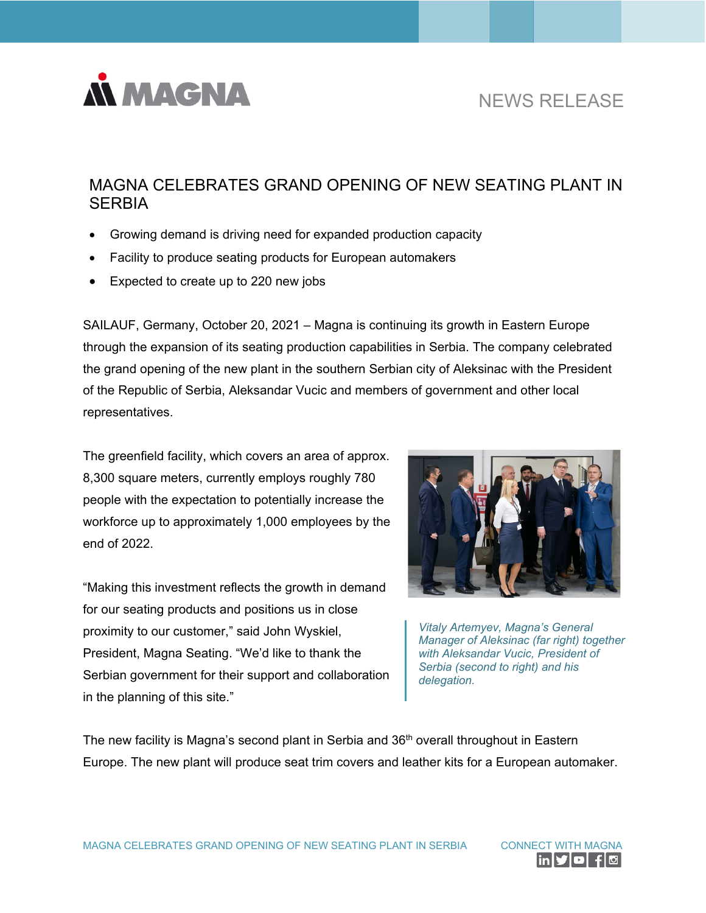NEWS RELEASE

# MAGNA CELEBRATES GRAND OPENING OF NEW SEATING PLANT IN SERBIA

- Growing demand is driving need for expanded production capacity
- Facility to produce seating products for European automakers
- Expected to create up to 220 new jobs

SAILAUF, Germany, October 20, 2021 – Magna is continuing its growth in Eastern Europe through the expansion of its seating production capabilities in Serbia. The company celebrated the grand opening of the new plant in the southern Serbian city of Aleksinac with the President of the Republic of Serbia, Aleksandar Vucic and members of government and other local representatives.

The greenfield facility, which covers an area of approx. 8,300 square meters, currently employs roughly 780 people with the expectation to potentially increase the workforce up to approximately 1,000 employees by the end of 2022.

"Making this investment reflects the growth in demand for our seating products and positions us in close proximity to our customer," said John Wyskiel, President, Magna Seating. "We'd like to thank the Serbian government for their support and collaboration in the planning of this site."

*Vitaly Artemyev, Magna's General Manager of Aleksinac (far right) together with Aleksandar Vucic, President of Serbia (second to right) and his delegation.*

The new facility is Magna's second plant in Serbia and 36th overall throughout in Eastern Europe. The new plant will produce seat trim covers and leather kits for a European automaker.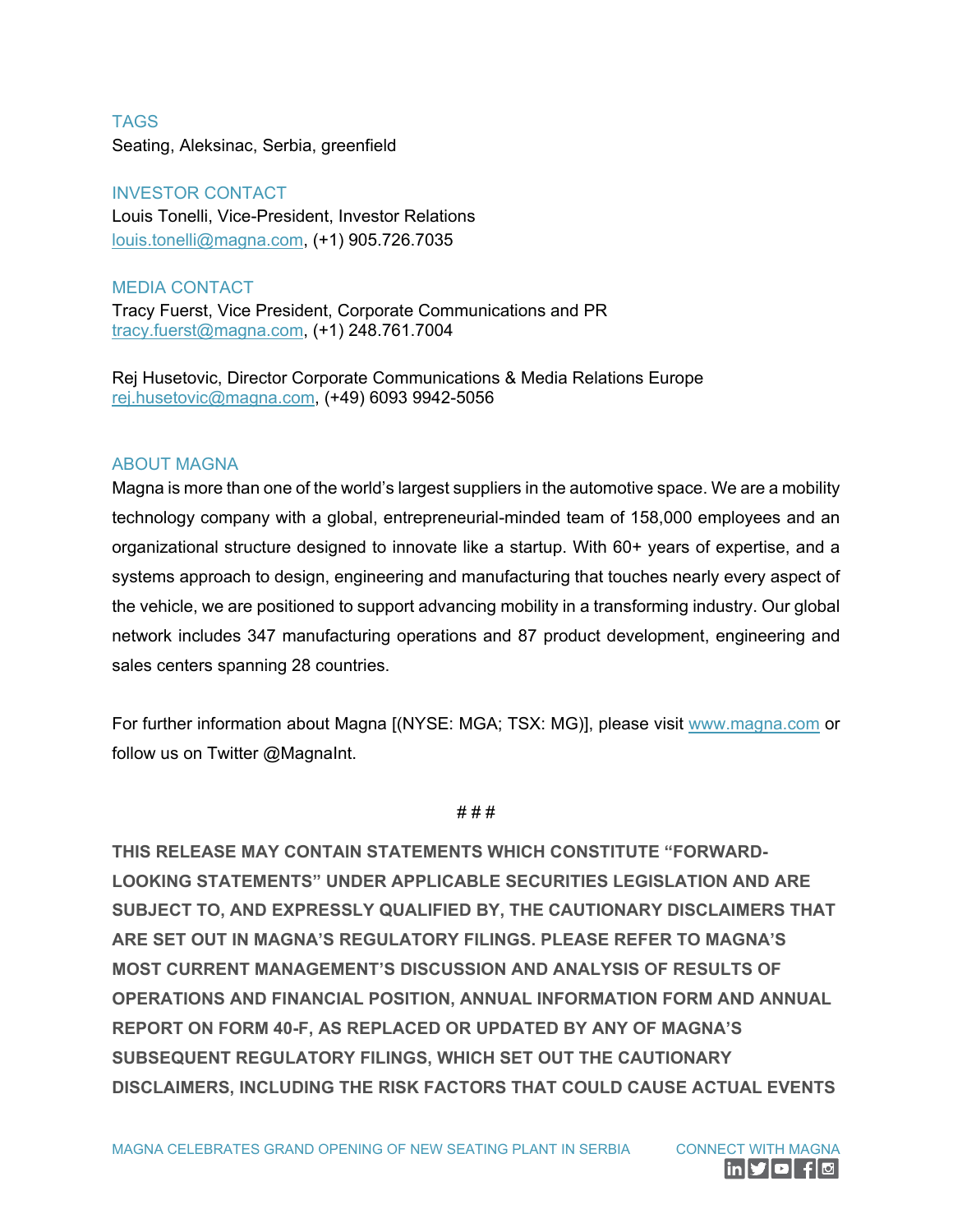## TAGS

Seating, Aleksinac, Serbia, greenfield

## INVESTOR CONTACT

Louis Tonelli, Vice-President, Investor Relations
louis.tonelli@magna.com, (+1) 905.726.7035

## MEDIA CONTACT

Tracy Fuerst, Vice President, Corporate Communications and PR
tracy.fuerst@magna.com, (+1) 248.761.7004

Rej Husetovic, Director Corporate Communications & Media Relations Europe
rej.husetovic@magna.com, (+49) 6093 9942-5056

## ABOUT MAGNA

Magna is more than one of the world's largest suppliers in the automotive space. We are a mobility technology company with a global, entrepreneurial-minded team of 158,000 employees and an organizational structure designed to innovate like a startup. With 60+ years of expertise, and a systems approach to design, engineering and manufacturing that touches nearly every aspect of the vehicle, we are positioned to support advancing mobility in a transforming industry. Our global network includes 347 manufacturing operations and 87 product development, engineering and sales centers spanning 28 countries.

For further information about Magna [(NYSE: MGA; TSX: MG)], please visit www.magna.com or follow us on Twitter @MagnaInt.

# # #

**THIS RELEASE MAY CONTAIN STATEMENTS WHICH CONSTITUTE "FORWARD-LOOKING STATEMENTS" UNDER APPLICABLE SECURITIES LEGISLATION AND ARE SUBJECT TO, AND EXPRESSLY QUALIFIED BY, THE CAUTIONARY DISCLAIMERS THAT ARE SET OUT IN MAGNA'S REGULATORY FILINGS. PLEASE REFER TO MAGNA'S MOST CURRENT MANAGEMENT'S DISCUSSION AND ANALYSIS OF RESULTS OF OPERATIONS AND FINANCIAL POSITION, ANNUAL INFORMATION FORM AND ANNUAL REPORT ON FORM 40-F, AS REPLACED OR UPDATED BY ANY OF MAGNA'S SUBSEQUENT REGULATORY FILINGS, WHICH SET OUT THE CAUTIONARY DISCLAIMERS, INCLUDING THE RISK FACTORS THAT COULD CAUSE ACTUAL EVENTS**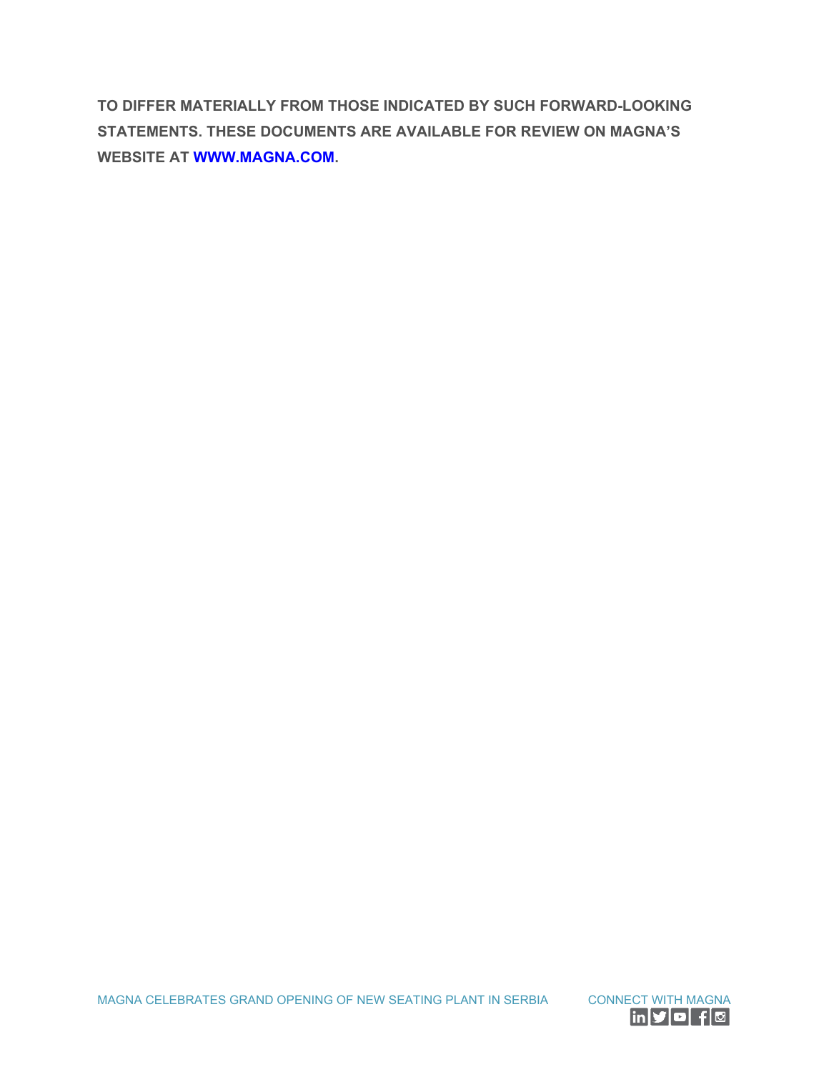**TO DIFFER MATERIALLY FROM THOSE INDICATED BY SUCH FORWARD-LOOKING STATEMENTS. THESE DOCUMENTS ARE AVAILABLE FOR REVIEW ON MAGNA'S WEBSITE AT WWW.MAGNA.COM.**